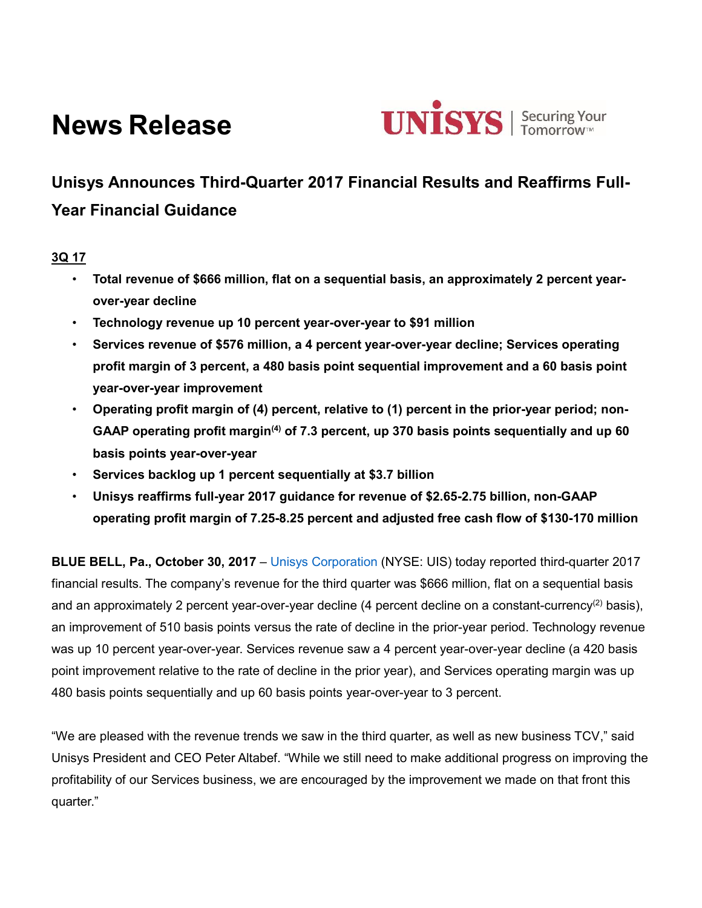# News Release

## Unisys Announces Third-Quarter 2017 Financial Results and Reaffirms Full-Year Financial Guidance

**3Q 17**

- **Total revenue of $666 million, flat on a sequential basis, an approximately 2 percent year-over-year decline**
- **Technology revenue up 10 percent year-over-year to $91 million**
- **Services revenue of $576 million, a 4 percent year-over-year decline; Services operating profit margin of 3 percent, a 480 basis point sequential improvement and a 60 basis point year-over-year improvement**
- **Operating profit margin of (4) percent, relative to (1) percent in the prior-year period; non-GAAP operating profit margin[(4)] of 7.3 percent, up 370 basis points sequentially and up 60 basis points year-over-year**
- **Services backlog up 1 percent sequentially at $3.7 billion**
- **Unisys reaffirms full-year 2017 guidance for revenue of $2.65-2.75 billion, non-GAAP operating profit margin of 7.25-8.25 percent and adjusted free cash flow of $130-170 million**

**BLUE BELL, Pa., October 30, 2017** – Unisys Corporation (NYSE: UIS) today reported third-quarter 2017 financial results. The company's revenue for the third quarter was $666 million, flat on a sequential basis and an approximately 2 percent year-over-year decline (4 percent decline on a constant-currency[(2)] basis), an improvement of 510 basis points versus the rate of decline in the prior-year period. Technology revenue was up 10 percent year-over-year. Services revenue saw a 4 percent year-over-year decline (a 420 basis point improvement relative to the rate of decline in the prior year), and Services operating margin was up 480 basis points sequentially and up 60 basis points year-over-year to 3 percent.

"We are pleased with the revenue trends we saw in the third quarter, as well as new business TCV," said Unisys President and CEO Peter Altabef. "While we still need to make additional progress on improving the profitability of our Services business, we are encouraged by the improvement we made on that front this quarter."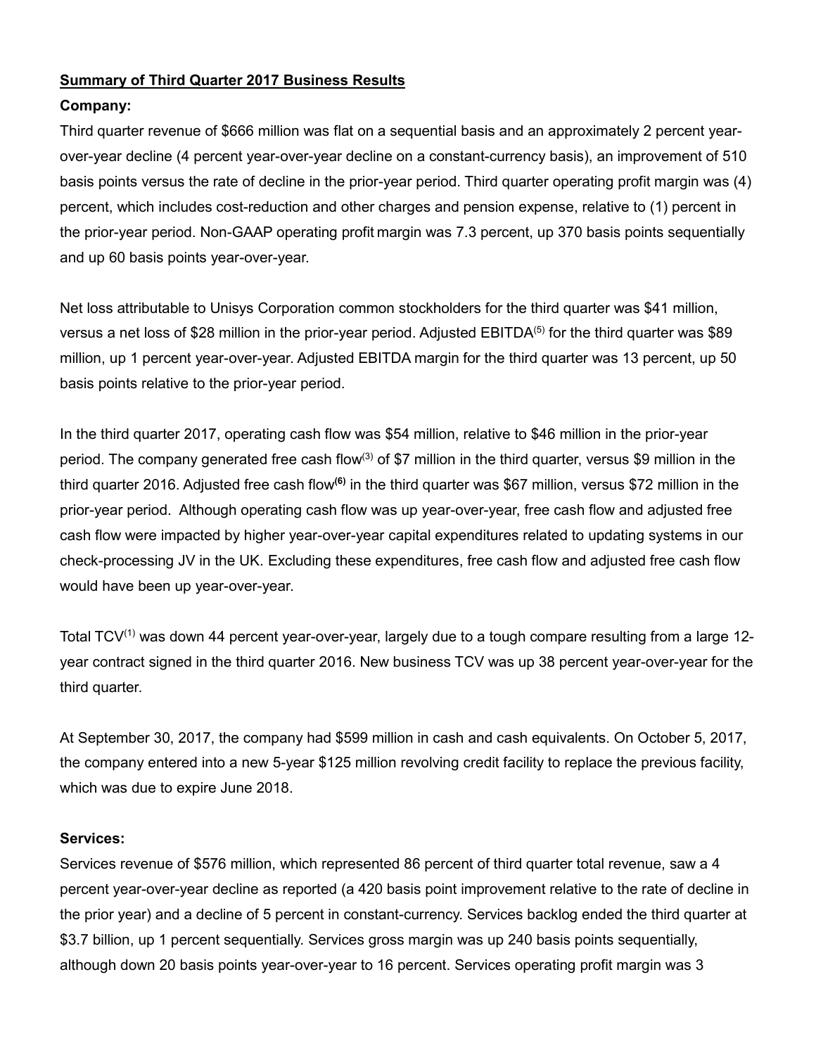**Summary of Third Quarter 2017 Business Results**

**Company:**

Third quarter revenue of $666 million was flat on a sequential basis and an approximately 2 percent year-over-year decline (4 percent year-over-year decline on a constant-currency basis), an improvement of 510 basis points versus the rate of decline in the prior-year period. Third quarter operating profit margin was (4) percent, which includes cost-reduction and other charges and pension expense, relative to (1) percent in the prior-year period. Non-GAAP operating profit margin was 7.3 percent, up 370 basis points sequentially and up 60 basis points year-over-year.

Net loss attributable to Unisys Corporation common stockholders for the third quarter was $41 million, versus a net loss of $28 million in the prior-year period. Adjusted EBITDA[5] for the third quarter was $89 million, up 1 percent year-over-year. Adjusted EBITDA margin for the third quarter was 13 percent, up 50 basis points relative to the prior-year period.

In the third quarter 2017, operating cash flow was $54 million, relative to $46 million in the prior-year period. The company generated free cash flow[3] of $7 million in the third quarter, versus $9 million in the third quarter 2016. Adjusted free cash flow[6] in the third quarter was $67 million, versus $72 million in the prior-year period. Although operating cash flow was up year-over-year, free cash flow and adjusted free cash flow were impacted by higher year-over-year capital expenditures related to updating systems in our check-processing JV in the UK. Excluding these expenditures, free cash flow and adjusted free cash flow would have been up year-over-year.

Total TCV[1] was down 44 percent year-over-year, largely due to a tough compare resulting from a large 12-year contract signed in the third quarter 2016. New business TCV was up 38 percent year-over-year for the third quarter.

At September 30, 2017, the company had $599 million in cash and cash equivalents. On October 5, 2017, the company entered into a new 5-year $125 million revolving credit facility to replace the previous facility, which was due to expire June 2018.

**Services:**

Services revenue of $576 million, which represented 86 percent of third quarter total revenue, saw a 4 percent year-over-year decline as reported (a 420 basis point improvement relative to the rate of decline in the prior year) and a decline of 5 percent in constant-currency. Services backlog ended the third quarter at $3.7 billion, up 1 percent sequentially. Services gross margin was up 240 basis points sequentially, although down 20 basis points year-over-year to 16 percent. Services operating profit margin was 3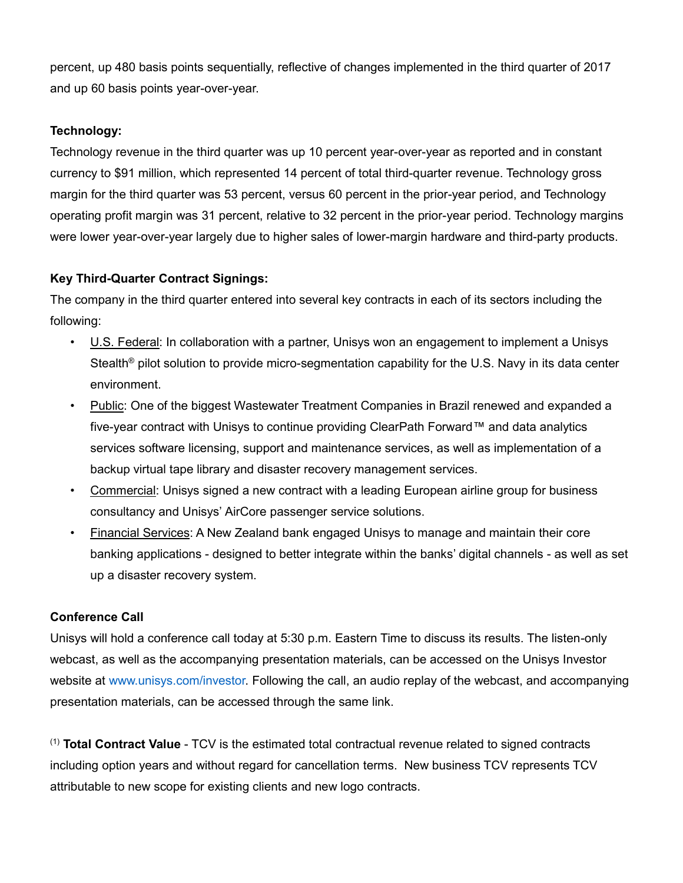percent, up 480 basis points sequentially, reflective of changes implemented in the third quarter of 2017 and up 60 basis points year-over-year.

**Technology:**

Technology revenue in the third quarter was up 10 percent year-over-year as reported and in constant currency to $91 million, which represented 14 percent of total third-quarter revenue. Technology gross margin for the third quarter was 53 percent, versus 60 percent in the prior-year period, and Technology operating profit margin was 31 percent, relative to 32 percent in the prior-year period. Technology margins were lower year-over-year largely due to higher sales of lower-margin hardware and third-party products.

**Key Third-Quarter Contract Signings:**

The company in the third quarter entered into several key contracts in each of its sectors including the following:

- U.S. Federal: In collaboration with a partner, Unisys won an engagement to implement a Unisys Stealth® pilot solution to provide micro-segmentation capability for the U.S. Navy in its data center environment.
- Public: One of the biggest Wastewater Treatment Companies in Brazil renewed and expanded a five-year contract with Unisys to continue providing ClearPath Forward™ and data analytics services software licensing, support and maintenance services, as well as implementation of a backup virtual tape library and disaster recovery management services.
- Commercial: Unisys signed a new contract with a leading European airline group for business consultancy and Unisys' AirCore passenger service solutions.
- Financial Services: A New Zealand bank engaged Unisys to manage and maintain their core banking applications - designed to better integrate within the banks' digital channels - as well as set up a disaster recovery system.

**Conference Call**

Unisys will hold a conference call today at 5:30 p.m. Eastern Time to discuss its results. The listen-only webcast, as well as the accompanying presentation materials, can be accessed on the Unisys Investor website at www.unisys.com/investor. Following the call, an audio replay of the webcast, and accompanying presentation materials, can be accessed through the same link.

(1) **Total Contract Value** - TCV is the estimated total contractual revenue related to signed contracts including option years and without regard for cancellation terms. New business TCV represents TCV attributable to new scope for existing clients and new logo contracts.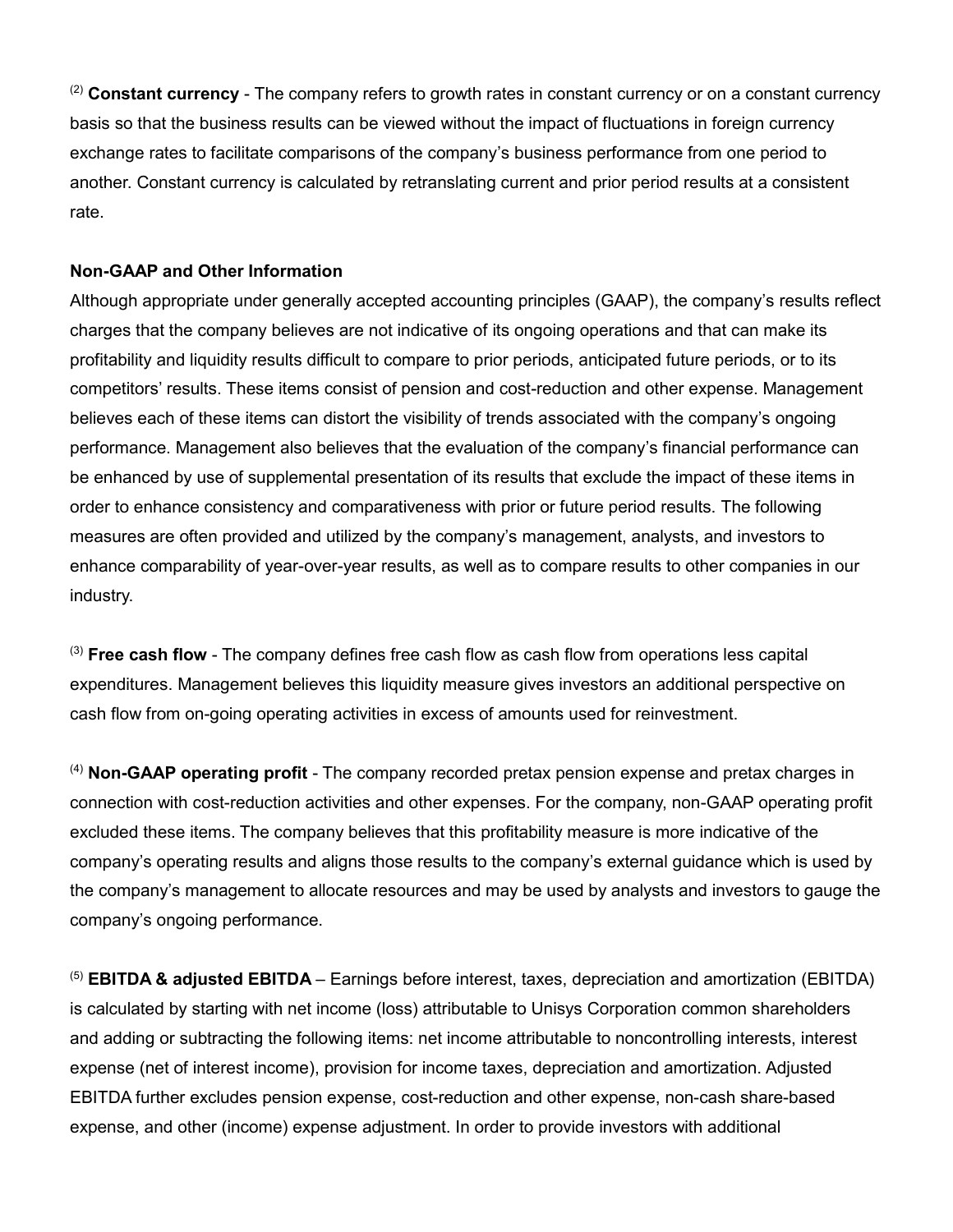[(2)] **Constant currency** - The company refers to growth rates in constant currency or on a constant currency basis so that the business results can be viewed without the impact of fluctuations in foreign currency exchange rates to facilitate comparisons of the company's business performance from one period to another. Constant currency is calculated by retranslating current and prior period results at a consistent rate.

**Non-GAAP and Other Information**

Although appropriate under generally accepted accounting principles (GAAP), the company's results reflect charges that the company believes are not indicative of its ongoing operations and that can make its profitability and liquidity results difficult to compare to prior periods, anticipated future periods, or to its competitors' results. These items consist of pension and cost-reduction and other expense. Management believes each of these items can distort the visibility of trends associated with the company's ongoing performance. Management also believes that the evaluation of the company's financial performance can be enhanced by use of supplemental presentation of its results that exclude the impact of these items in order to enhance consistency and comparativeness with prior or future period results. The following measures are often provided and utilized by the company's management, analysts, and investors to enhance comparability of year-over-year results, as well as to compare results to other companies in our industry.

[(3)] **Free cash flow** - The company defines free cash flow as cash flow from operations less capital expenditures. Management believes this liquidity measure gives investors an additional perspective on cash flow from on-going operating activities in excess of amounts used for reinvestment.

[(4)] **Non-GAAP operating profit** - The company recorded pretax pension expense and pretax charges in connection with cost-reduction activities and other expenses. For the company, non-GAAP operating profit excluded these items. The company believes that this profitability measure is more indicative of the company's operating results and aligns those results to the company's external guidance which is used by the company's management to allocate resources and may be used by analysts and investors to gauge the company's ongoing performance.

[(5)] **EBITDA & adjusted EBITDA** – Earnings before interest, taxes, depreciation and amortization (EBITDA) is calculated by starting with net income (loss) attributable to Unisys Corporation common shareholders and adding or subtracting the following items: net income attributable to noncontrolling interests, interest expense (net of interest income), provision for income taxes, depreciation and amortization. Adjusted EBITDA further excludes pension expense, cost-reduction and other expense, non-cash share-based expense, and other (income) expense adjustment. In order to provide investors with additional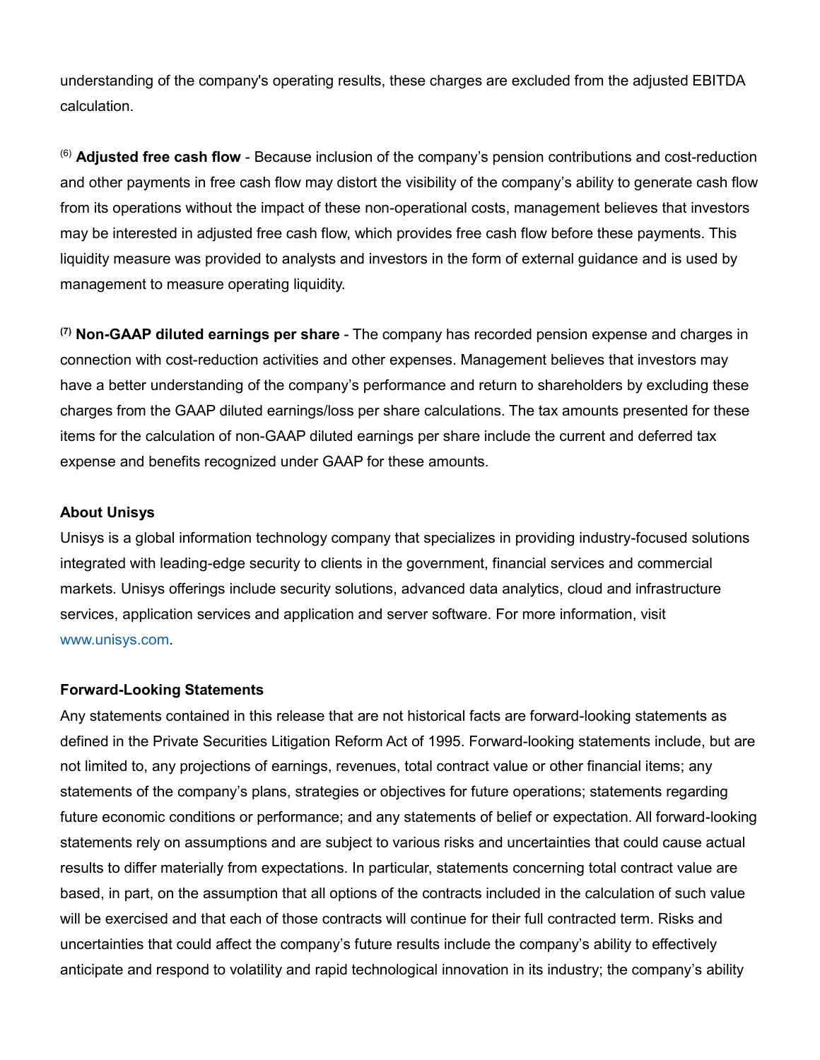understanding of the company's operating results, these charges are excluded from the adjusted EBITDA calculation.

[6] **Adjusted free cash flow** - Because inclusion of the company's pension contributions and cost-reduction and other payments in free cash flow may distort the visibility of the company's ability to generate cash flow from its operations without the impact of these non-operational costs, management believes that investors may be interested in adjusted free cash flow, which provides free cash flow before these payments. This liquidity measure was provided to analysts and investors in the form of external guidance and is used by management to measure operating liquidity.

[7] **Non-GAAP diluted earnings per share** - The company has recorded pension expense and charges in connection with cost-reduction activities and other expenses. Management believes that investors may have a better understanding of the company's performance and return to shareholders by excluding these charges from the GAAP diluted earnings/loss per share calculations. The tax amounts presented for these items for the calculation of non-GAAP diluted earnings per share include the current and deferred tax expense and benefits recognized under GAAP for these amounts.

**About Unisys**

Unisys is a global information technology company that specializes in providing industry-focused solutions integrated with leading-edge security to clients in the government, financial services and commercial markets. Unisys offerings include security solutions, advanced data analytics, cloud and infrastructure services, application services and application and server software. For more information, visit www.unisys.com.

**Forward-Looking Statements**

Any statements contained in this release that are not historical facts are forward-looking statements as defined in the Private Securities Litigation Reform Act of 1995. Forward-looking statements include, but are not limited to, any projections of earnings, revenues, total contract value or other financial items; any statements of the company's plans, strategies or objectives for future operations; statements regarding future economic conditions or performance; and any statements of belief or expectation. All forward-looking statements rely on assumptions and are subject to various risks and uncertainties that could cause actual results to differ materially from expectations. In particular, statements concerning total contract value are based, in part, on the assumption that all options of the contracts included in the calculation of such value will be exercised and that each of those contracts will continue for their full contracted term. Risks and uncertainties that could affect the company's future results include the company's ability to effectively anticipate and respond to volatility and rapid technological innovation in its industry; the company's ability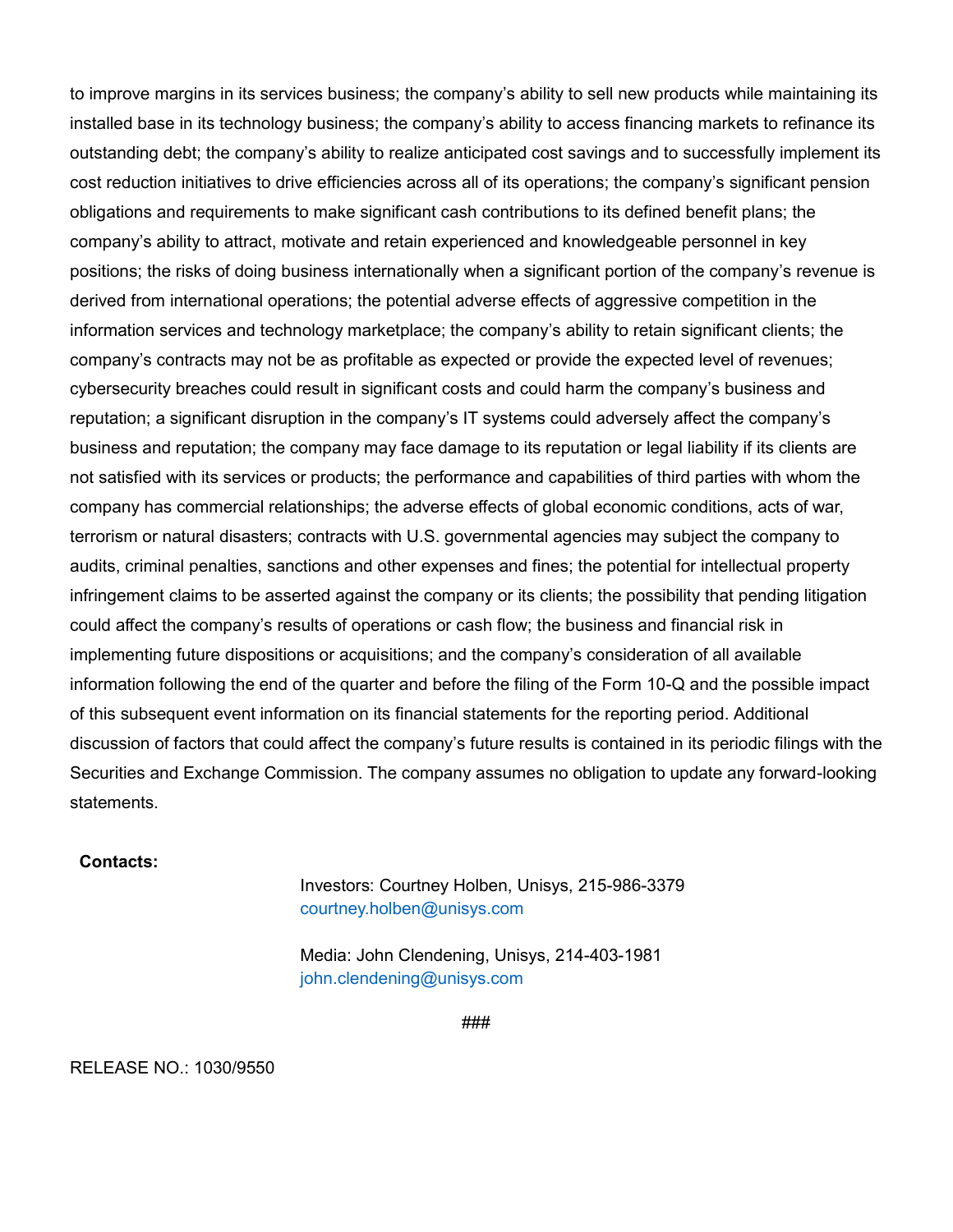to improve margins in its services business; the company's ability to sell new products while maintaining its installed base in its technology business; the company's ability to access financing markets to refinance its outstanding debt; the company's ability to realize anticipated cost savings and to successfully implement its cost reduction initiatives to drive efficiencies across all of its operations; the company's significant pension obligations and requirements to make significant cash contributions to its defined benefit plans; the company's ability to attract, motivate and retain experienced and knowledgeable personnel in key positions; the risks of doing business internationally when a significant portion of the company's revenue is derived from international operations; the potential adverse effects of aggressive competition in the information services and technology marketplace; the company's ability to retain significant clients; the company's contracts may not be as profitable as expected or provide the expected level of revenues; cybersecurity breaches could result in significant costs and could harm the company's business and reputation; a significant disruption in the company's IT systems could adversely affect the company's business and reputation; the company may face damage to its reputation or legal liability if its clients are not satisfied with its services or products; the performance and capabilities of third parties with whom the company has commercial relationships; the adverse effects of global economic conditions, acts of war, terrorism or natural disasters; contracts with U.S. governmental agencies may subject the company to audits, criminal penalties, sanctions and other expenses and fines; the potential for intellectual property infringement claims to be asserted against the company or its clients; the possibility that pending litigation could affect the company's results of operations or cash flow; the business and financial risk in implementing future dispositions or acquisitions; and the company's consideration of all available information following the end of the quarter and before the filing of the Form 10-Q and the possible impact of this subsequent event information on its financial statements for the reporting period. Additional discussion of factors that could affect the company's future results is contained in its periodic filings with the Securities and Exchange Commission. The company assumes no obligation to update any forward-looking statements.

**Contacts:**

Investors: Courtney Holben, Unisys, 215-986-3379
courtney.holben@unisys.com

Media: John Clendening, Unisys, 214-403-1981
john.clendening@unisys.com

###

RELEASE NO.: 1030/9550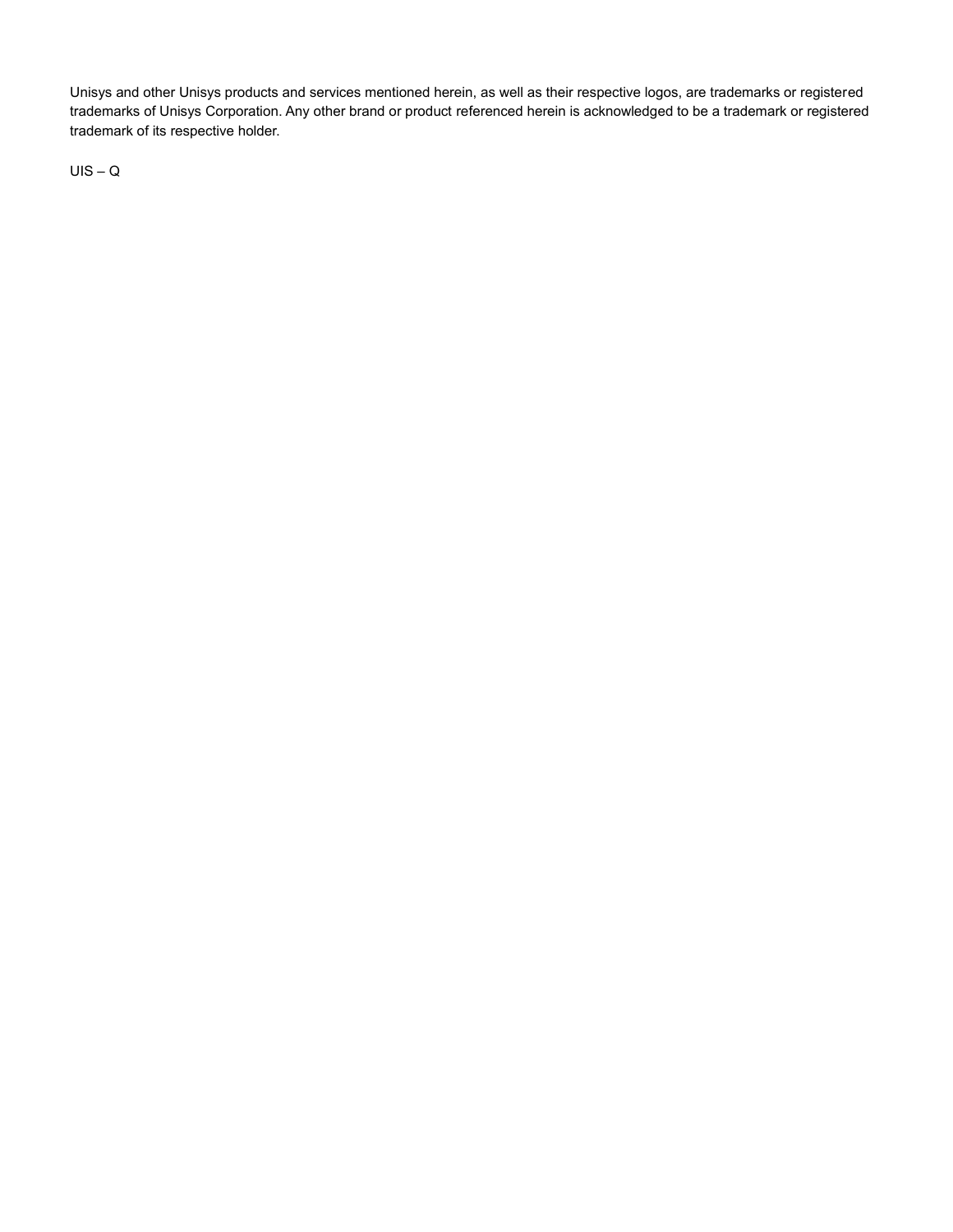Unisys and other Unisys products and services mentioned herein, as well as their respective logos, are trademarks or registered trademarks of Unisys Corporation. Any other brand or product referenced herein is acknowledged to be a trademark or registered trademark of its respective holder.

UIS – Q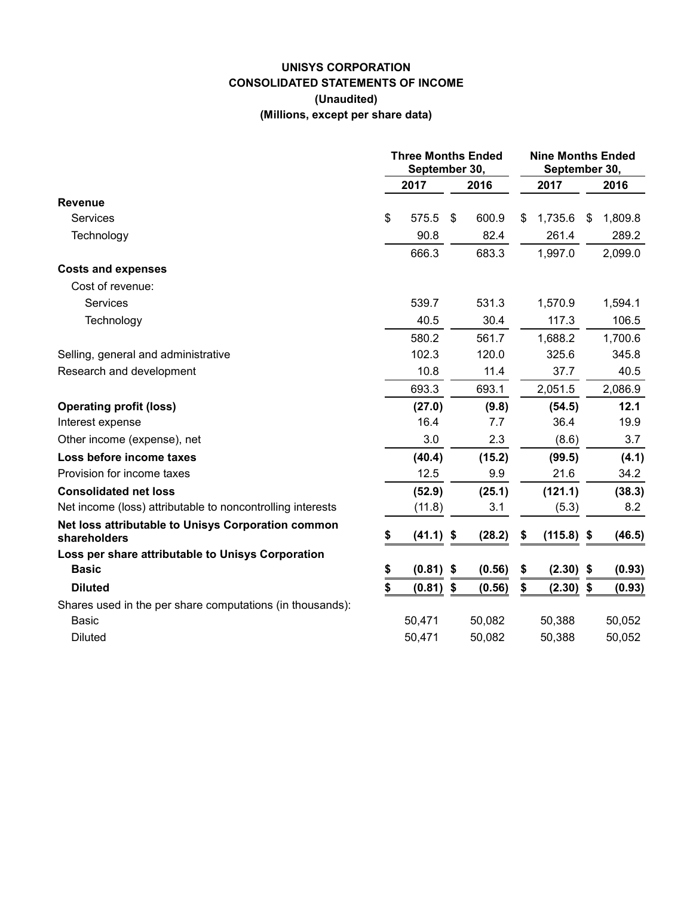**UNISYS CORPORATION**
**CONSOLIDATED STATEMENTS OF INCOME**
**(Unaudited)**
**(Millions, except per share data)**

| | Three Months Ended September 30, | | Nine Months Ended September 30, | |
|---|---|---|---|---|
| | 2017 | 2016 | 2017 | 2016 |
| **Revenue** | | | | |
| Services | $ 575.5 | $ 600.9 | $ 1,735.6 | $ 1,809.8 |
| Technology | 90.8 | 82.4 | 261.4 | 289.2 |
| | 666.3 | 683.3 | 1,997.0 | 2,099.0 |
| **Costs and expenses** | | | | |
| Cost of revenue: | | | | |
| Services | 539.7 | 531.3 | 1,570.9 | 1,594.1 |
| Technology | 40.5 | 30.4 | 117.3 | 106.5 |
| | 580.2 | 561.7 | 1,688.2 | 1,700.6 |
| Selling, general and administrative | 102.3 | 120.0 | 325.6 | 345.8 |
| Research and development | 10.8 | 11.4 | 37.7 | 40.5 |
| | 693.3 | 693.1 | 2,051.5 | 2,086.9 |
| **Operating profit (loss)** | **(27.0)** | **(9.8)** | **(54.5)** | **12.1** |
| Interest expense | 16.4 | 7.7 | 36.4 | 19.9 |
| Other income (expense), net | 3.0 | 2.3 | (8.6) | 3.7 |
| **Loss before income taxes** | **(40.4)** | **(15.2)** | **(99.5)** | **(4.1)** |
| Provision for income taxes | 12.5 | 9.9 | 21.6 | 34.2 |
| **Consolidated net loss** | **(52.9)** | **(25.1)** | **(121.1)** | **(38.3)** |
| Net income (loss) attributable to noncontrolling interests | (11.8) | 3.1 | (5.3) | 8.2 |
| **Net loss attributable to Unisys Corporation common shareholders** | **$ (41.1)** | **$ (28.2)** | **$ (115.8)** | **$ (46.5)** |
| **Loss per share attributable to Unisys Corporation** | | | | |
| **Basic** | **$ (0.81)** | **$ (0.56)** | **$ (2.30)** | **$ (0.93)** |
| **Diluted** | **$ (0.81)** | **$ (0.56)** | **$ (2.30)** | **$ (0.93)** |
| Shares used in the per share computations (in thousands): | | | | |
| Basic | 50,471 | 50,082 | 50,388 | 50,052 |
| Diluted | 50,471 | 50,082 | 50,388 | 50,052 |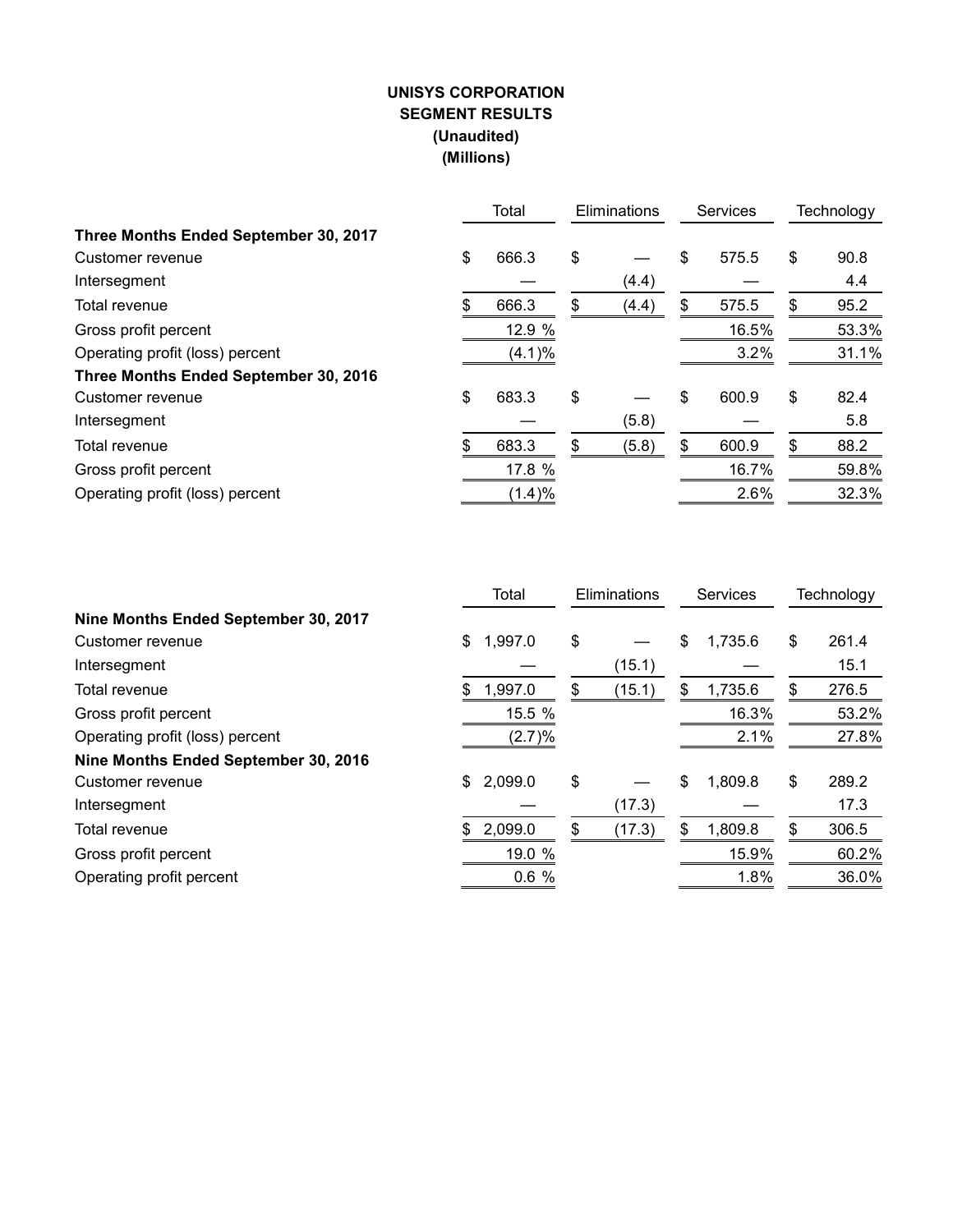**UNISYS CORPORATION**
**SEGMENT RESULTS**
**(Unaudited)**
**(Millions)**

| | Total | Eliminations | Services | Technology |
|---|---|---|---|---|
| **Three Months Ended September 30, 2017** | | | | |
| Customer revenue | $ 666.3 | $ — | $ 575.5 | $ 90.8 |
| Intersegment | — | (4.4) | — | 4.4 |
| Total revenue | $ 666.3 | $ (4.4) | $ 575.5 | $ 95.2 |
| Gross profit percent | 12.9 % | | 16.5% | 53.3% |
| Operating profit (loss) percent | (4.1)% | | 3.2% | 31.1% |
| **Three Months Ended September 30, 2016** | | | | |
| Customer revenue | $ 683.3 | $ — | $ 600.9 | $ 82.4 |
| Intersegment | — | (5.8) | — | 5.8 |
| Total revenue | $ 683.3 | $ (5.8) | $ 600.9 | $ 88.2 |
| Gross profit percent | 17.8 % | | 16.7% | 59.8% |
| Operating profit (loss) percent | (1.4)% | | 2.6% | 32.3% |

| | Total | Eliminations | Services | Technology |
|---|---|---|---|---|
| **Nine Months Ended September 30, 2017** | | | | |
| Customer revenue | $ 1,997.0 | $ — | $ 1,735.6 | $ 261.4 |
| Intersegment | — | (15.1) | — | 15.1 |
| Total revenue | $ 1,997.0 | $ (15.1) | $ 1,735.6 | $ 276.5 |
| Gross profit percent | 15.5 % | | 16.3% | 53.2% |
| Operating profit (loss) percent | (2.7)% | | 2.1% | 27.8% |
| **Nine Months Ended September 30, 2016** | | | | |
| Customer revenue | $ 2,099.0 | $ — | $ 1,809.8 | $ 289.2 |
| Intersegment | — | (17.3) | — | 17.3 |
| Total revenue | $ 2,099.0 | $ (17.3) | $ 1,809.8 | $ 306.5 |
| Gross profit percent | 19.0 % | | 15.9% | 60.2% |
| Operating profit percent | 0.6 % | | 1.8% | 36.0% |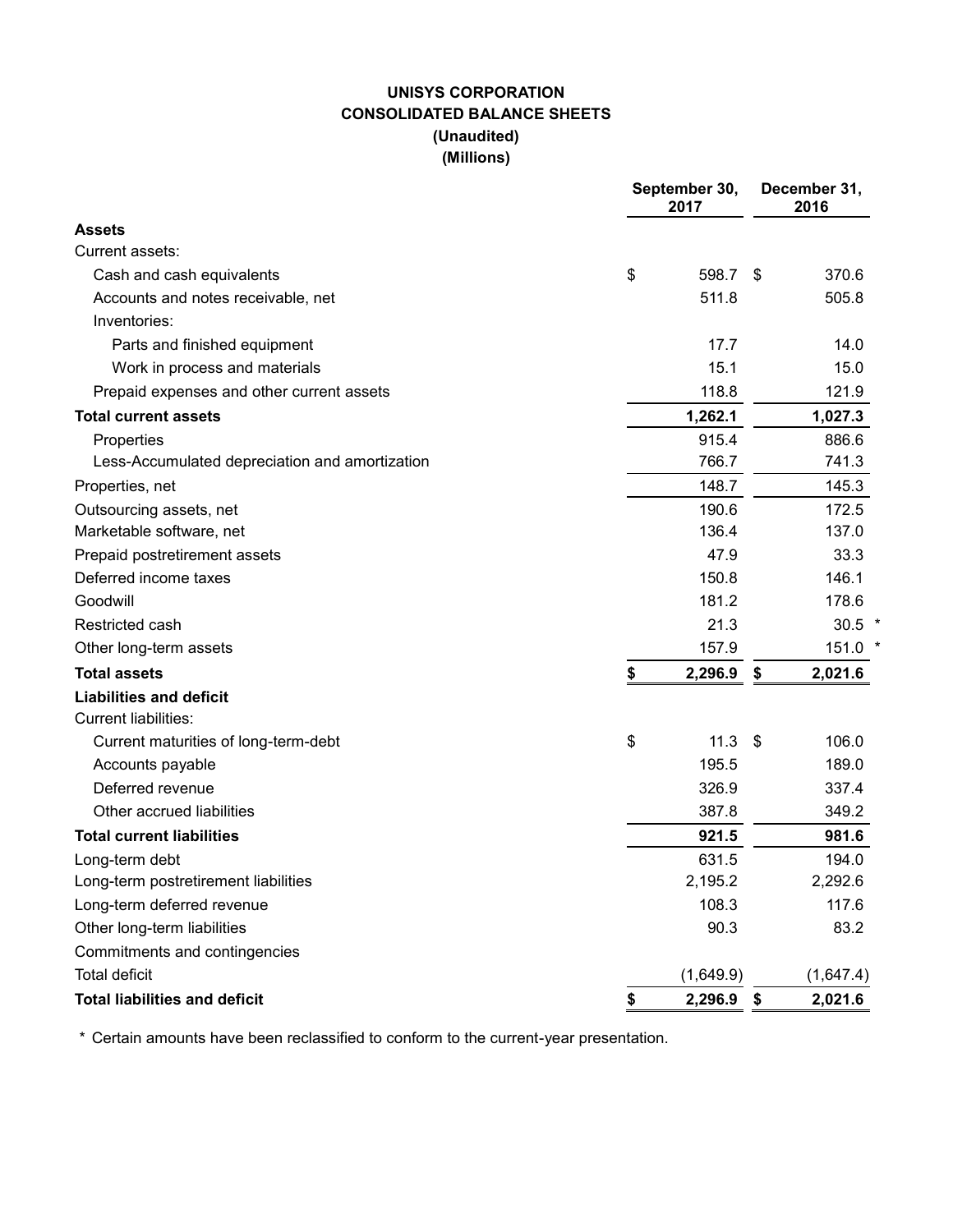# UNISYS CORPORATION
## CONSOLIDATED BALANCE SHEETS
### (Unaudited)
### (Millions)

| | September 30, 2017 | December 31, 2016 |
|---|---|---|
| **Assets** | | |
| Current assets: | | |
| Cash and cash equivalents | $ 598.7 | $ 370.6 |
| Accounts and notes receivable, net | 511.8 | 505.8 |
| Inventories: | | |
| Parts and finished equipment | 17.7 | 14.0 |
| Work in process and materials | 15.1 | 15.0 |
| Prepaid expenses and other current assets | 118.8 | 121.9 |
| **Total current assets** | **1,262.1** | **1,027.3** |
| Properties | 915.4 | 886.6 |
| Less-Accumulated depreciation and amortization | 766.7 | 741.3 |
| Properties, net | 148.7 | 145.3 |
| Outsourcing assets, net | 190.6 | 172.5 |
| Marketable software, net | 136.4 | 137.0 |
| Prepaid postretirement assets | 47.9 | 33.3 |
| Deferred income taxes | 150.8 | 146.1 |
| Goodwill | 181.2 | 178.6 |
| Restricted cash | 21.3 | 30.5 * |
| Other long-term assets | 157.9 | 151.0 * |
| **Total assets** | **$ 2,296.9** | **$ 2,021.6** |
| **Liabilities and deficit** | | |
| Current liabilities: | | |
| Current maturities of long-term-debt | $ 11.3 | $ 106.0 |
| Accounts payable | 195.5 | 189.0 |
| Deferred revenue | 326.9 | 337.4 |
| Other accrued liabilities | 387.8 | 349.2 |
| **Total current liabilities** | **921.5** | **981.6** |
| Long-term debt | 631.5 | 194.0 |
| Long-term postretirement liabilities | 2,195.2 | 2,292.6 |
| Long-term deferred revenue | 108.3 | 117.6 |
| Other long-term liabilities | 90.3 | 83.2 |
| Commitments and contingencies | | |
| Total deficit | (1,649.9) | (1,647.4) |
| **Total liabilities and deficit** | **$ 2,296.9** | **$ 2,021.6** |

* Certain amounts have been reclassified to conform to the current-year presentation.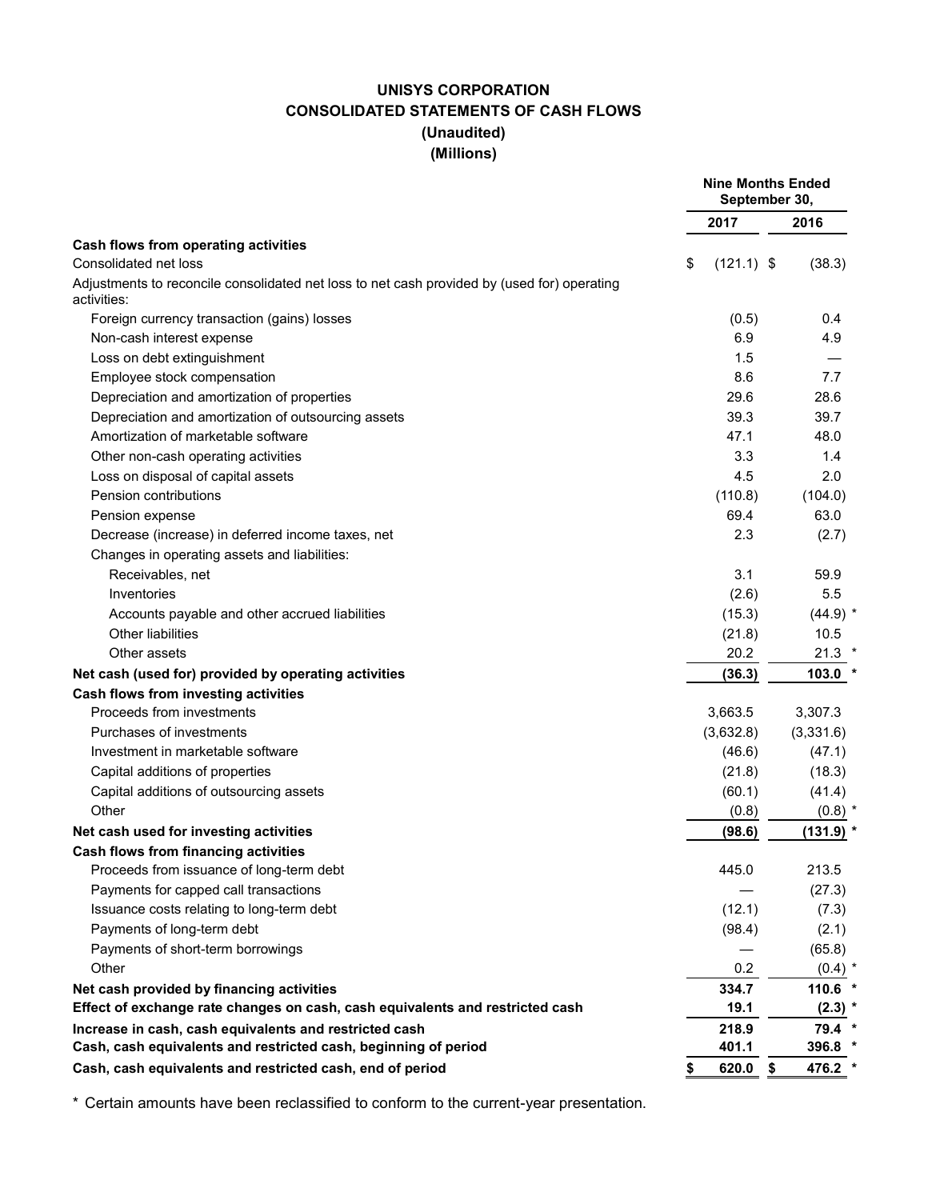# UNISYS CORPORATION
## CONSOLIDATED STATEMENTS OF CASH FLOWS
### (Unaudited)
### (Millions)

| | Nine Months Ended September 30, | |
|---|---|---|
| | 2017 | 2016 |
| **Cash flows from operating activities** | | |
| Consolidated net loss | $ (121.1) | $ (38.3) |
| Adjustments to reconcile consolidated net loss to net cash provided by (used for) operating activities: | | |
| Foreign currency transaction (gains) losses | (0.5) | 0.4 |
| Non-cash interest expense | 6.9 | 4.9 |
| Loss on debt extinguishment | 1.5 | — |
| Employee stock compensation | 8.6 | 7.7 |
| Depreciation and amortization of properties | 29.6 | 28.6 |
| Depreciation and amortization of outsourcing assets | 39.3 | 39.7 |
| Amortization of marketable software | 47.1 | 48.0 |
| Other non-cash operating activities | 3.3 | 1.4 |
| Loss on disposal of capital assets | 4.5 | 2.0 |
| Pension contributions | (110.8) | (104.0) |
| Pension expense | 69.4 | 63.0 |
| Decrease (increase) in deferred income taxes, net | 2.3 | (2.7) |
| Changes in operating assets and liabilities: | | |
| Receivables, net | 3.1 | 59.9 |
| Inventories | (2.6) | 5.5 |
| Accounts payable and other accrued liabilities | (15.3) | (44.9) * |
| Other liabilities | (21.8) | 10.5 |
| Other assets | 20.2 | 21.3 * |
| **Net cash (used for) provided by operating activities** | **(36.3)** | **103.0** * |
| **Cash flows from investing activities** | | |
| Proceeds from investments | 3,663.5 | 3,307.3 |
| Purchases of investments | (3,632.8) | (3,331.6) |
| Investment in marketable software | (46.6) | (47.1) |
| Capital additions of properties | (21.8) | (18.3) |
| Capital additions of outsourcing assets | (60.1) | (41.4) |
| Other | (0.8) | (0.8) * |
| **Net cash used for investing activities** | **(98.6)** | **(131.9)** * |
| **Cash flows from financing activities** | | |
| Proceeds from issuance of long-term debt | 445.0 | 213.5 |
| Payments for capped call transactions | — | (27.3) |
| Issuance costs relating to long-term debt | (12.1) | (7.3) |
| Payments of long-term debt | (98.4) | (2.1) |
| Payments of short-term borrowings | — | (65.8) |
| Other | 0.2 | (0.4) * |
| **Net cash provided by financing activities** | **334.7** | **110.6** * |
| **Effect of exchange rate changes on cash, cash equivalents and restricted cash** | **19.1** | **(2.3)** * |
| **Increase in cash, cash equivalents and restricted cash** | **218.9** | **79.4** * |
| **Cash, cash equivalents and restricted cash, beginning of period** | **401.1** | **396.8** * |
| **Cash, cash equivalents and restricted cash, end of period** | **$ 620.0** | **$ 476.2** * |

* Certain amounts have been reclassified to conform to the current-year presentation.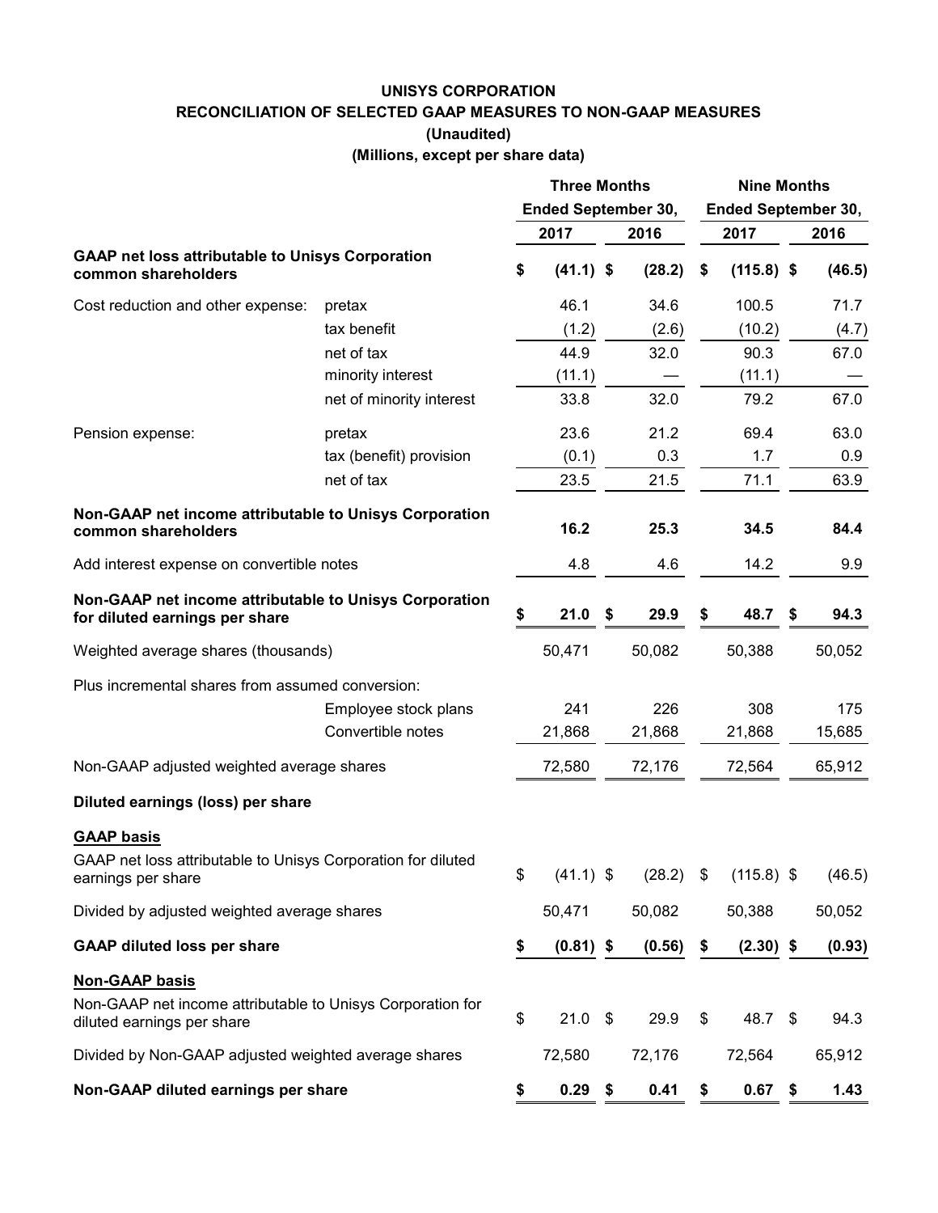# UNISYS CORPORATION
## RECONCILIATION OF SELECTED GAAP MEASURES TO NON-GAAP MEASURES
### (Unaudited)
### (Millions, except per share data)

| | | Three Months Ended September 30, | | Nine Months Ended September 30, | |
|---|---|---|---|---|---|
| | | 2017 | 2016 | 2017 | 2016 |
| **GAAP net loss attributable to Unisys Corporation common shareholders** | | **$ (41.1)** | **$ (28.2)** | **$ (115.8)** | **$ (46.5)** |
| Cost reduction and other expense: | pretax | 46.1 | 34.6 | 100.5 | 71.7 |
| | tax benefit | (1.2) | (2.6) | (10.2) | (4.7) |
| | net of tax | 44.9 | 32.0 | 90.3 | 67.0 |
| | minority interest | (11.1) | — | (11.1) | — |
| | net of minority interest | 33.8 | 32.0 | 79.2 | 67.0 |
| Pension expense: | pretax | 23.6 | 21.2 | 69.4 | 63.0 |
| | tax (benefit) provision | (0.1) | 0.3 | 1.7 | 0.9 |
| | net of tax | 23.5 | 21.5 | 71.1 | 63.9 |
| **Non-GAAP net income attributable to Unisys Corporation common shareholders** | | **16.2** | **25.3** | **34.5** | **84.4** |
| Add interest expense on convertible notes | | 4.8 | 4.6 | 14.2 | 9.9 |
| **Non-GAAP net income attributable to Unisys Corporation for diluted earnings per share** | | **$ 21.0** | **$ 29.9** | **$ 48.7** | **$ 94.3** |
| Weighted average shares (thousands) | | 50,471 | 50,082 | 50,388 | 50,052 |
| Plus incremental shares from assumed conversion: | | | | | |
| | Employee stock plans | 241 | 226 | 308 | 175 |
| | Convertible notes | 21,868 | 21,868 | 21,868 | 15,685 |
| Non-GAAP adjusted weighted average shares | | 72,580 | 72,176 | 72,564 | 65,912 |
| **Diluted earnings (loss) per share** | | | | | |
| **GAAP basis** | | | | | |
| GAAP net loss attributable to Unisys Corporation for diluted earnings per share | | $ (41.1) | $ (28.2) | $ (115.8) | $ (46.5) |
| Divided by adjusted weighted average shares | | 50,471 | 50,082 | 50,388 | 50,052 |
| **GAAP diluted loss per share** | | **$ (0.81)** | **$ (0.56)** | **$ (2.30)** | **$ (0.93)** |
| **Non-GAAP basis** | | | | | |
| Non-GAAP net income attributable to Unisys Corporation for diluted earnings per share | | $ 21.0 | $ 29.9 | $ 48.7 | $ 94.3 |
| Divided by Non-GAAP adjusted weighted average shares | | 72,580 | 72,176 | 72,564 | 65,912 |
| **Non-GAAP diluted earnings per share** | | **$ 0.29** | **$ 0.41** | **$ 0.67** | **$ 1.43** |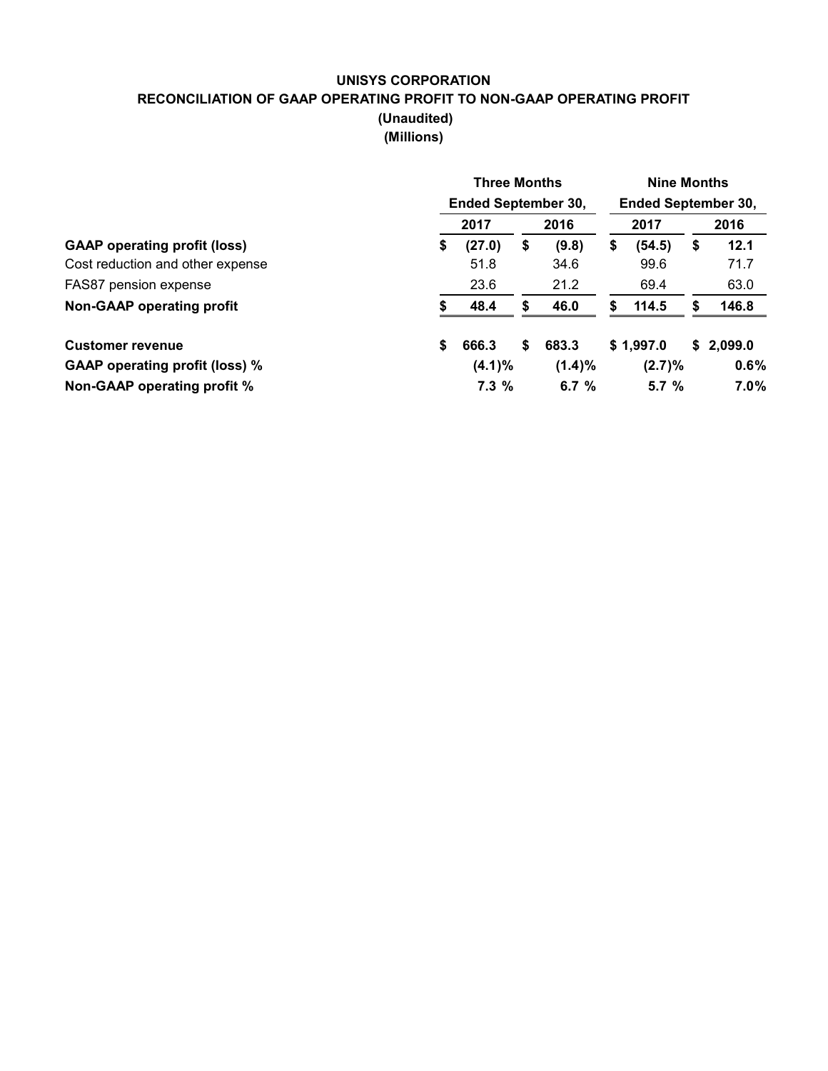# UNISYS CORPORATION

## RECONCILIATION OF GAAP OPERATING PROFIT TO NON-GAAP OPERATING PROFIT

**(Unaudited)**

**(Millions)**

| | Three Months Ended September 30, | | Nine Months Ended September 30, | |
|---|---|---|---|---|
| | 2017 | 2016 | 2017 | 2016 |
| **GAAP operating profit (loss)** | **$ (27.0)** | **$ (9.8)** | **$ (54.5)** | **$ 12.1** |
| Cost reduction and other expense | 51.8 | 34.6 | 99.6 | 71.7 |
| FAS87 pension expense | 23.6 | 21.2 | 69.4 | 63.0 |
| **Non-GAAP operating profit** | **$ 48.4** | **$ 46.0** | **$ 114.5** | **$ 146.8** |
| | | | | |
| **Customer revenue** | **$ 666.3** | **$ 683.3** | **$ 1,997.0** | **$ 2,099.0** |
| **GAAP operating profit (loss) %** | **(4.1)%** | **(1.4)%** | **(2.7)%** | **0.6%** |
| **Non-GAAP operating profit %** | **7.3 %** | **6.7 %** | **5.7 %** | **7.0%** |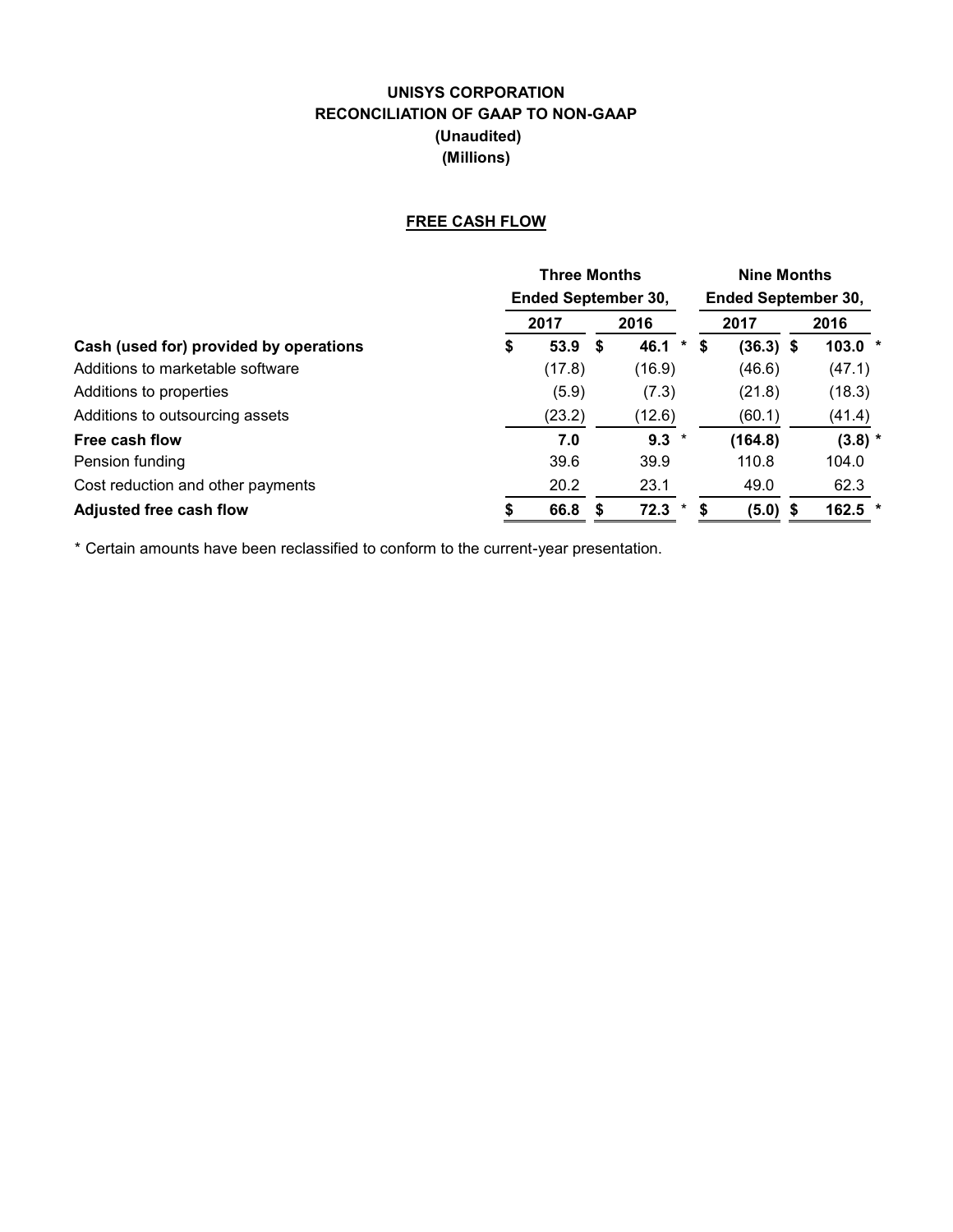**UNISYS CORPORATION**
**RECONCILIATION OF GAAP TO NON-GAAP**
**(Unaudited)**
**(Millions)**

**FREE CASH FLOW**

| | Three Months Ended September 30, | | Nine Months Ended September 30, | |
|---|---|---|---|---|
| | 2017 | 2016 | 2017 | 2016 |
| **Cash (used for) provided by operations** | **$ 53.9** | **$ 46.1 \*** | **$ (36.3)** | **$ 103.0 \*** |
| Additions to marketable software | (17.8) | (16.9) | (46.6) | (47.1) |
| Additions to properties | (5.9) | (7.3) | (21.8) | (18.3) |
| Additions to outsourcing assets | (23.2) | (12.6) | (60.1) | (41.4) |
| **Free cash flow** | **7.0** | **9.3 \*** | **(164.8)** | **(3.8) \*** |
| Pension funding | 39.6 | 39.9 | 110.8 | 104.0 |
| Cost reduction and other payments | 20.2 | 23.1 | 49.0 | 62.3 |
| **Adjusted free cash flow** | **$ 66.8** | **$ 72.3 \*** | **$ (5.0)** | **$ 162.5 \*** |

\* Certain amounts have been reclassified to conform to the current-year presentation.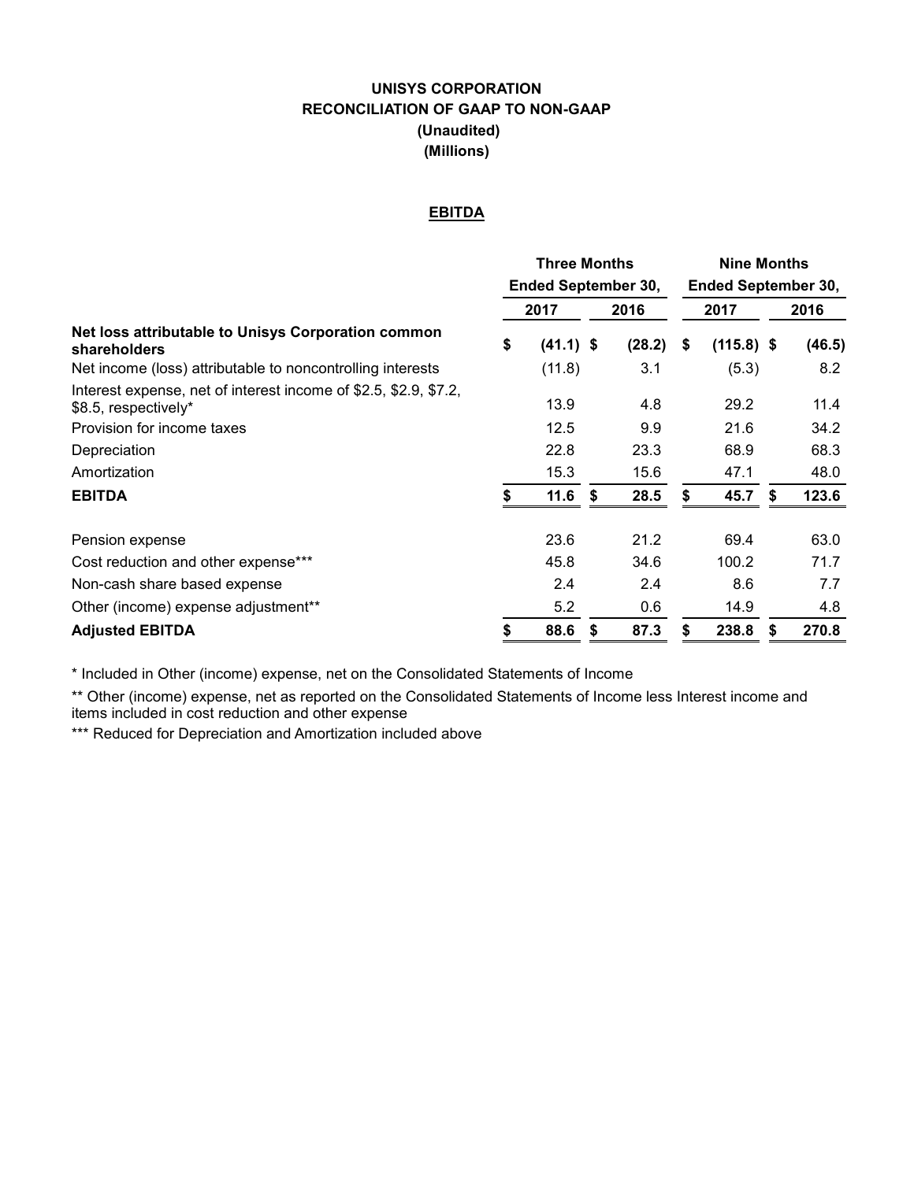# UNISYS CORPORATION
## RECONCILIATION OF GAAP TO NON-GAAP
**(Unaudited)**
**(Millions)**

### EBITDA

| | Three Months Ended September 30, | | Nine Months Ended September 30, | |
|---|---|---|---|---|
| | 2017 | 2016 | 2017 | 2016 |
| **Net loss attributable to Unisys Corporation common shareholders** | $ (41.1) | $ (28.2) | $ (115.8) | $ (46.5) |
| Net income (loss) attributable to noncontrolling interests | (11.8) | 3.1 | (5.3) | 8.2 |
| Interest expense, net of interest income of $2.5, $2.9, $7.2, $8.5, respectively* | 13.9 | 4.8 | 29.2 | 11.4 |
| Provision for income taxes | 12.5 | 9.9 | 21.6 | 34.2 |
| Depreciation | 22.8 | 23.3 | 68.9 | 68.3 |
| Amortization | 15.3 | 15.6 | 47.1 | 48.0 |
| **EBITDA** | **$ 11.6** | **$ 28.5** | **$ 45.7** | **$ 123.6** |
| | | | | |
| Pension expense | 23.6 | 21.2 | 69.4 | 63.0 |
| Cost reduction and other expense*** | 45.8 | 34.6 | 100.2 | 71.7 |
| Non-cash share based expense | 2.4 | 2.4 | 8.6 | 7.7 |
| Other (income) expense adjustment** | 5.2 | 0.6 | 14.9 | 4.8 |
| **Adjusted EBITDA** | **$ 88.6** | **$ 87.3** | **$ 238.8** | **$ 270.8** |

* Included in Other (income) expense, net on the Consolidated Statements of Income

** Other (income) expense, net as reported on the Consolidated Statements of Income less Interest income and items included in cost reduction and other expense

*** Reduced for Depreciation and Amortization included above